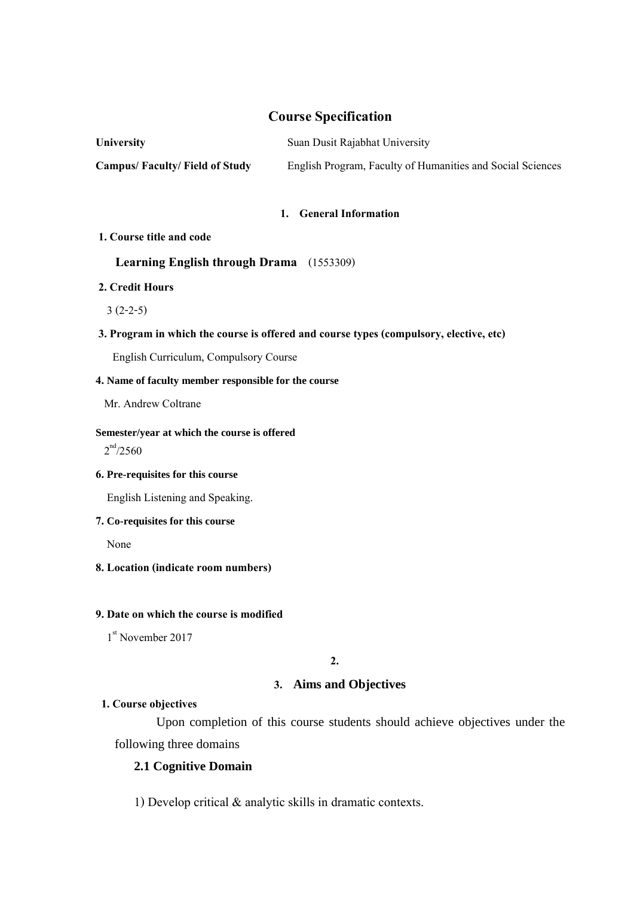# Course Specification

**University** Suan Dusit Rajabhat University

**Campus/ Faculty/ Field of Study** English Program, Faculty of Humanities and Social Sciences

## 1. General Information

**1. Course title and code**

**Learning English through Drama** (1553309)

**2. Credit Hours**

3 (2-2-5)

**3. Program in which the course is offered and course types (compulsory, elective, etc)**

English Curriculum, Compulsory Course

**4. Name of faculty member responsible for the course**

Mr. Andrew Coltrane

**Semester/year at which the course is offered**

2nd/2560

**6. Pre-requisites for this course**

English Listening and Speaking.

**7. Co-requisites for this course**

None

**8. Location (indicate room numbers)**

**9. Date on which the course is modified**

1st November 2017

**2.**

## 3. Aims and Objectives

**1. Course objectives**

Upon completion of this course students should achieve objectives under the following three domains

### 2.1 Cognitive Domain

1) Develop critical & analytic skills in dramatic contexts.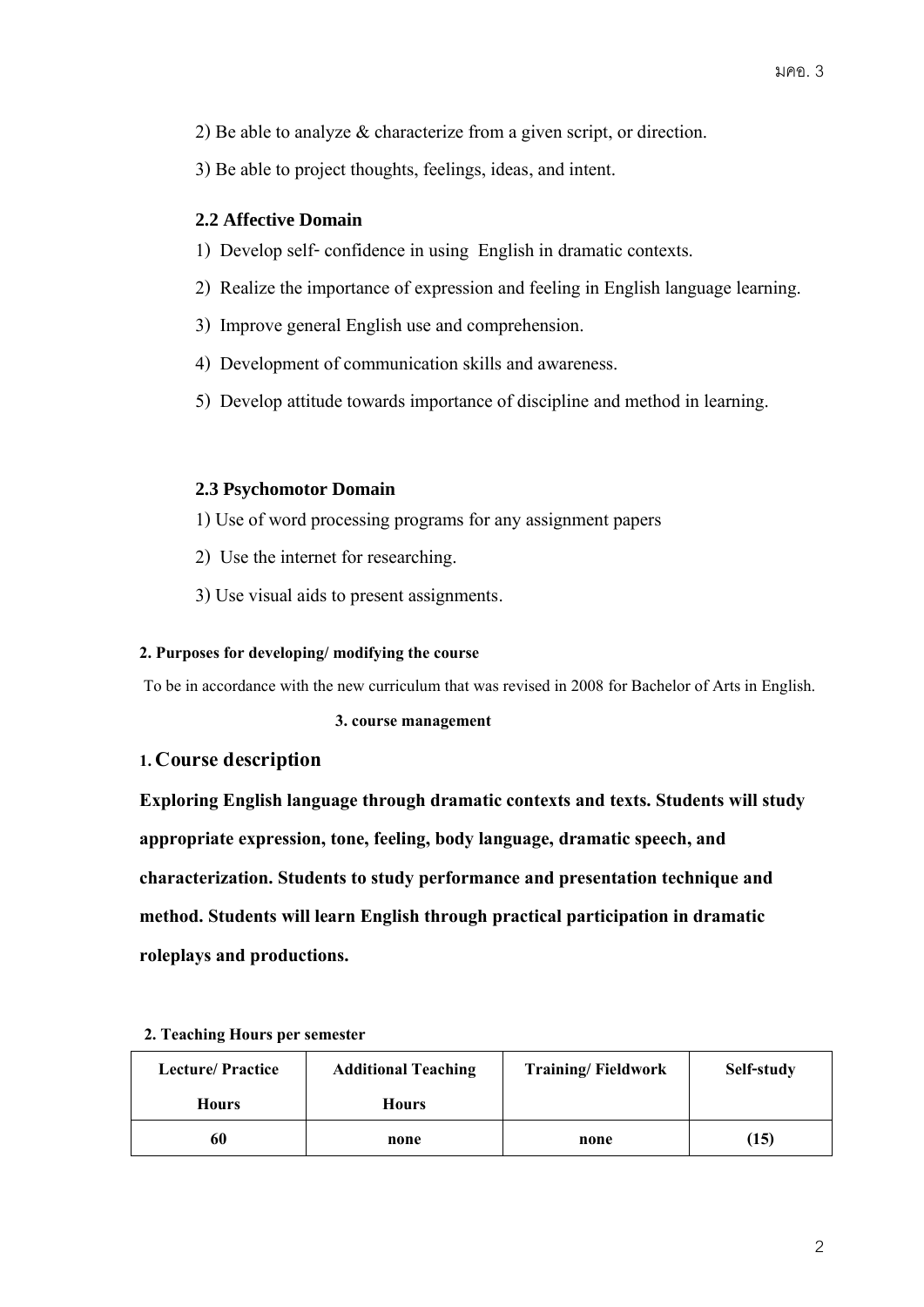2) Be able to analyze & characterize from a given script, or direction.

3) Be able to project thoughts, feelings, ideas, and intent.

### 2.2 Affective Domain

1) Develop self- confidence in using English in dramatic contexts.

2) Realize the importance of expression and feeling in English language learning.

3) Improve general English use and comprehension.

4) Development of communication skills and awareness.

5) Develop attitude towards importance of discipline and method in learning.

### 2.3 Psychomotor Domain

1) Use of word processing programs for any assignment papers

2) Use the internet for researching.

3) Use visual aids to present assignments.

**2. Purposes for developing/ modifying the course**

To be in accordance with the new curriculum that was revised in 2008 for Bachelor of Arts in English.

**3. course management**

## 1. Course description

**Exploring English language through dramatic contexts and texts. Students will study appropriate expression, tone, feeling, body language, dramatic speech, and characterization. Students to study performance and presentation technique and method. Students will learn English through practical participation in dramatic roleplays and productions.**

**2. Teaching Hours per semester**

| Lecture/ Practice Hours | Additional Teaching Hours | Training/ Fieldwork | Self-study |
|---|---|---|---|
| 60 | none | none | (15) |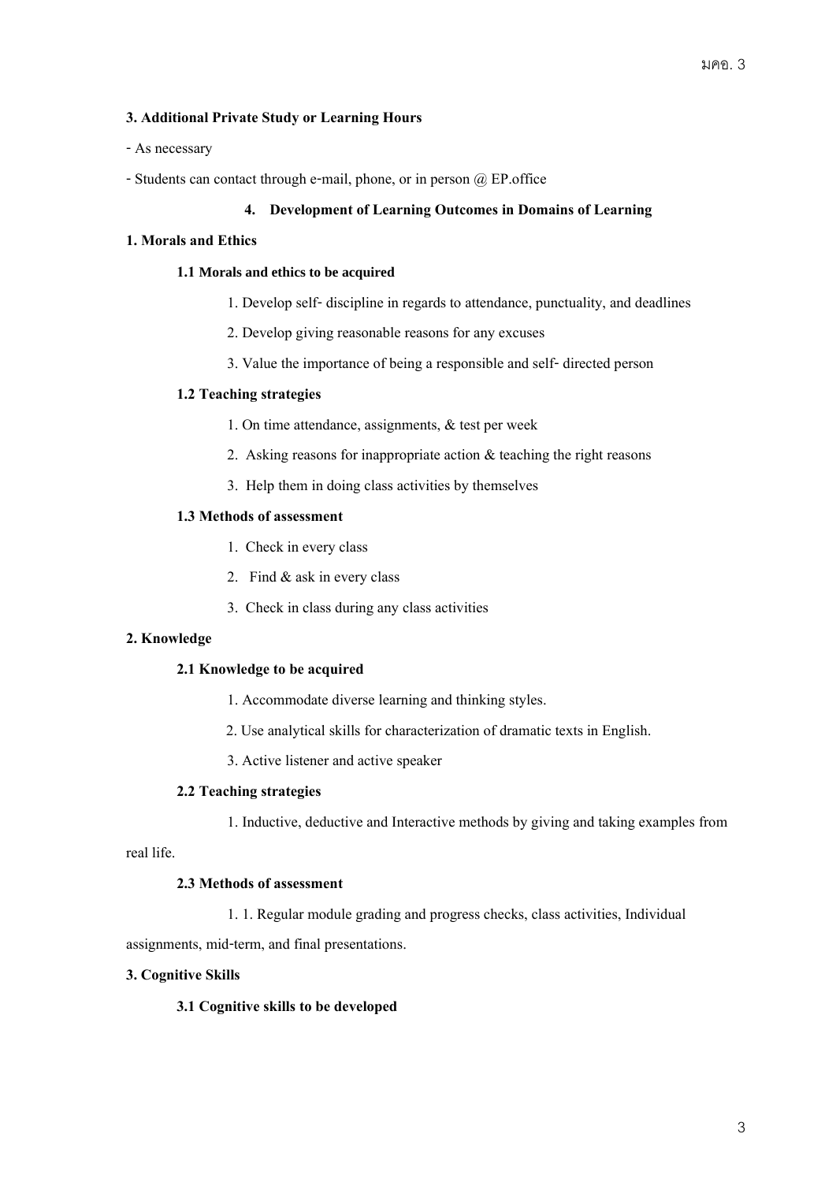**3. Additional Private Study or Learning Hours**

- As necessary

- Students can contact through e-mail, phone, or in person @ EP.office

## 4. Development of Learning Outcomes in Domains of Learning

**1. Morals and Ethics**

**1.1 Morals and ethics to be acquired**

1. Develop self- discipline in regards to attendance, punctuality, and deadlines
2. Develop giving reasonable reasons for any excuses
3. Value the importance of being a responsible and self- directed person

**1.2 Teaching strategies**

1. On time attendance, assignments, & test per week
2. Asking reasons for inappropriate action & teaching the right reasons
3. Help them in doing class activities by themselves

**1.3 Methods of assessment**

1. Check in every class
2. Find & ask in every class
3. Check in class during any class activities

**2. Knowledge**

**2.1 Knowledge to be acquired**

1. Accommodate diverse learning and thinking styles.
2. Use analytical skills for characterization of dramatic texts in English.
3. Active listener and active speaker

**2.2 Teaching strategies**

1. Inductive, deductive and Interactive methods by giving and taking examples from real life.

**2.3 Methods of assessment**

1. 1. Regular module grading and progress checks, class activities, Individual assignments, mid-term, and final presentations.

**3. Cognitive Skills**

**3.1 Cognitive skills to be developed**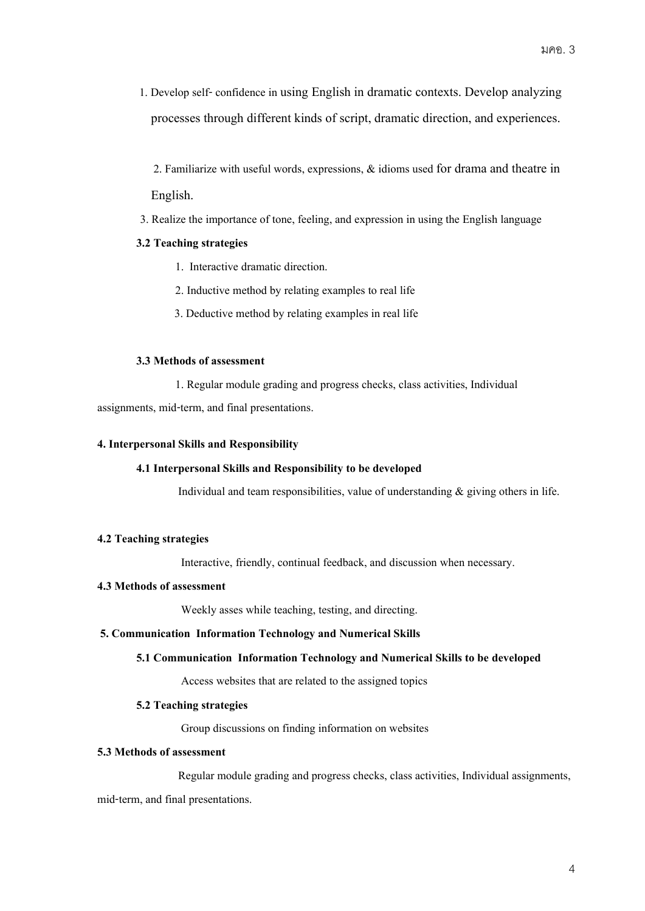1. Develop self- confidence in using English in dramatic contexts. Develop analyzing processes through different kinds of script, dramatic direction, and experiences.

2. Familiarize with useful words, expressions, & idioms used for drama and theatre in English.

3. Realize the importance of tone, feeling, and expression in using the English language

**3.2 Teaching strategies**

1. Interactive dramatic direction.
2. Inductive method by relating examples to real life
3. Deductive method by relating examples in real life

**3.3 Methods of assessment**

1. Regular module grading and progress checks, class activities, Individual assignments, mid-term, and final presentations.

**4. Interpersonal Skills and Responsibility**

**4.1 Interpersonal Skills and Responsibility to be developed**

Individual and team responsibilities, value of understanding & giving others in life.

**4.2 Teaching strategies**

Interactive, friendly, continual feedback, and discussion when necessary.

**4.3 Methods of assessment**

Weekly asses while teaching, testing, and directing.

**5. Communication Information Technology and Numerical Skills**

**5.1 Communication Information Technology and Numerical Skills to be developed**

Access websites that are related to the assigned topics

**5.2 Teaching strategies**

Group discussions on finding information on websites

**5.3 Methods of assessment**

Regular module grading and progress checks, class activities, Individual assignments, mid-term, and final presentations.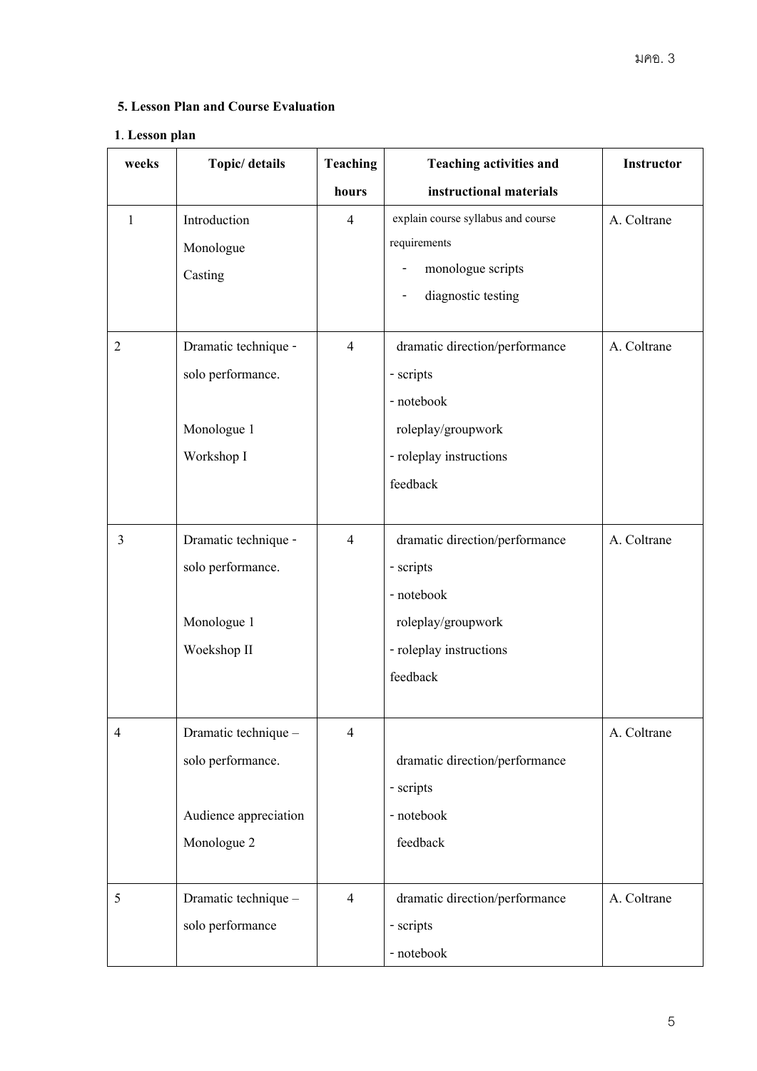**5. Lesson Plan and Course Evaluation**

**1. Lesson plan**

| weeks | Topic/ details | Teaching hours | Teaching activities and instructional materials | Instructor |
|---|---|---|---|---|
| 1 | Introduction<br>Monologue<br>Casting | 4 | explain course syllabus and course requirements<br>- monologue scripts<br>- diagnostic testing | A. Coltrane |
| 2 | Dramatic technique - solo performance.<br><br>Monologue 1<br>Workshop I | 4 | dramatic direction/performance<br>- scripts<br>- notebook<br>roleplay/groupwork<br>- roleplay instructions<br>feedback | A. Coltrane |
| 3 | Dramatic technique - solo performance.<br><br>Monologue 1<br>Woekshop II | 4 | dramatic direction/performance<br>- scripts<br>- notebook<br>roleplay/groupwork<br>- roleplay instructions<br>feedback | A. Coltrane |
| 4 | Dramatic technique – solo performance.<br><br>Audience appreciation<br>Monologue 2 | 4 | dramatic direction/performance<br>- scripts<br>- notebook<br>feedback | A. Coltrane |
| 5 | Dramatic technique – solo performance | 4 | dramatic direction/performance<br>- scripts<br>- notebook | A. Coltrane |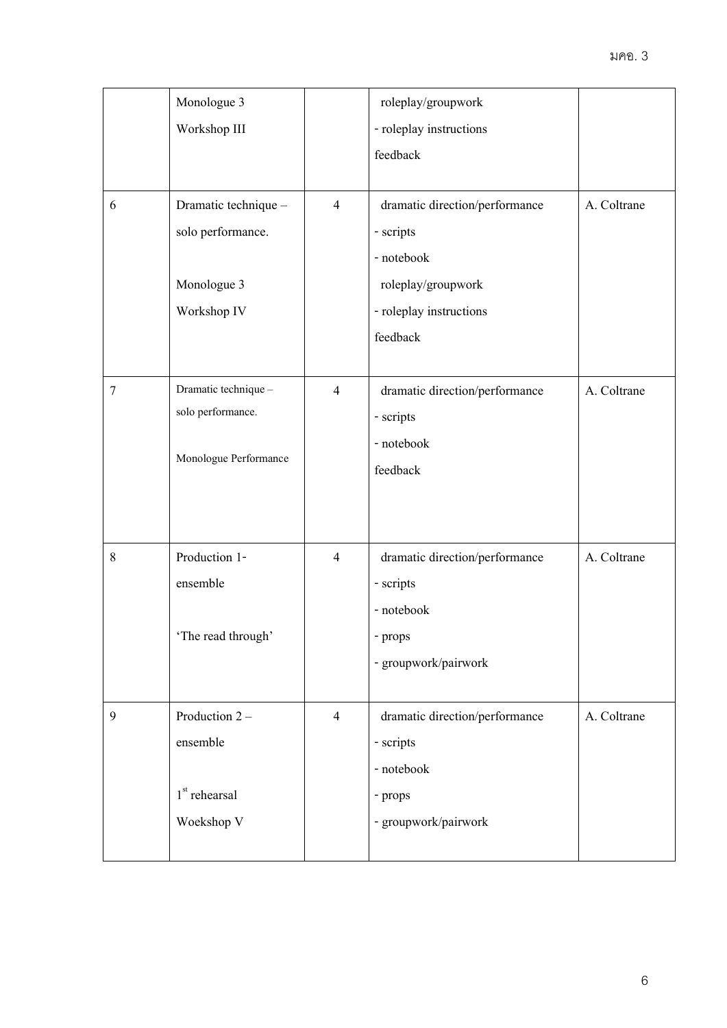|   | Monologue 3<br>Workshop III |   | roleplay/groupwork<br>- roleplay instructions<br>feedback |   |
|---|---|---|---|---|
| 6 | Dramatic technique – solo performance.<br><br>Monologue 3<br>Workshop IV | 4 | dramatic direction/performance<br>- scripts<br>- notebook<br>roleplay/groupwork<br>- roleplay instructions<br>feedback | A. Coltrane |
| 7 | Dramatic technique – solo performance.<br><br>Monologue Performance | 4 | dramatic direction/performance<br>- scripts<br>- notebook<br>feedback | A. Coltrane |
| 8 | Production 1-ensemble<br><br>'The read through' | 4 | dramatic direction/performance<br>- scripts<br>- notebook<br>- props<br>- groupwork/pairwork | A. Coltrane |
| 9 | Production 2 – ensemble<br><br>1st rehearsal<br>Woekshop V | 4 | dramatic direction/performance<br>- scripts<br>- notebook<br>- props<br>- groupwork/pairwork | A. Coltrane |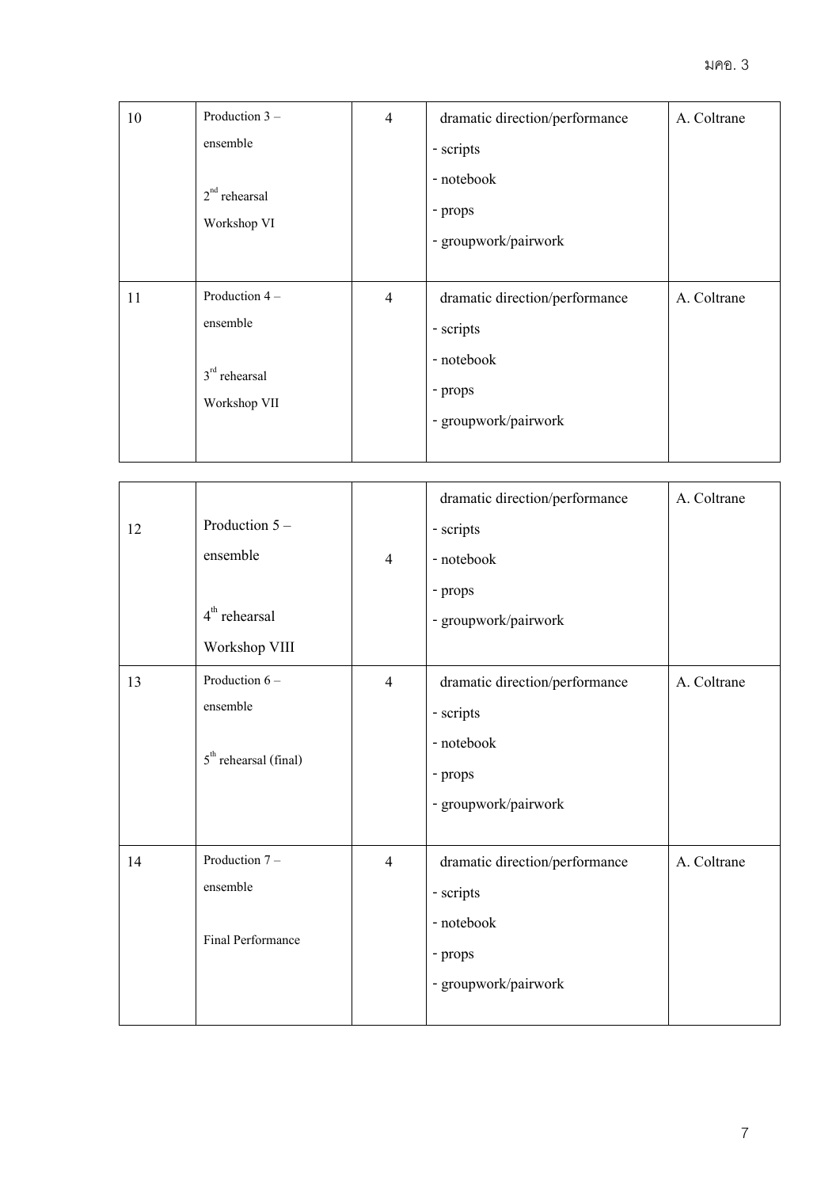| 10 | Production 3 – ensemble<br><br>2nd rehearsal<br>Workshop VI | 4 | dramatic direction/performance<br>- scripts<br>- notebook<br>- props<br>- groupwork/pairwork | A. Coltrane |
|---|---|---|---|---|
| 11 | Production 4 – ensemble<br><br>3rd rehearsal<br>Workshop VII | 4 | dramatic direction/performance<br>- scripts<br>- notebook<br>- props<br>- groupwork/pairwork | A. Coltrane |
| 12 | Production 5 – ensemble<br><br>4th rehearsal<br>Workshop VIII | 4 | dramatic direction/performance<br>- scripts<br>- notebook<br>- props<br>- groupwork/pairwork | A. Coltrane |
| 13 | Production 6 – ensemble<br><br>5th rehearsal (final) | 4 | dramatic direction/performance<br>- scripts<br>- notebook<br>- props<br>- groupwork/pairwork | A. Coltrane |
| 14 | Production 7 – ensemble<br><br>Final Performance | 4 | dramatic direction/performance<br>- scripts<br>- notebook<br>- props<br>- groupwork/pairwork | A. Coltrane |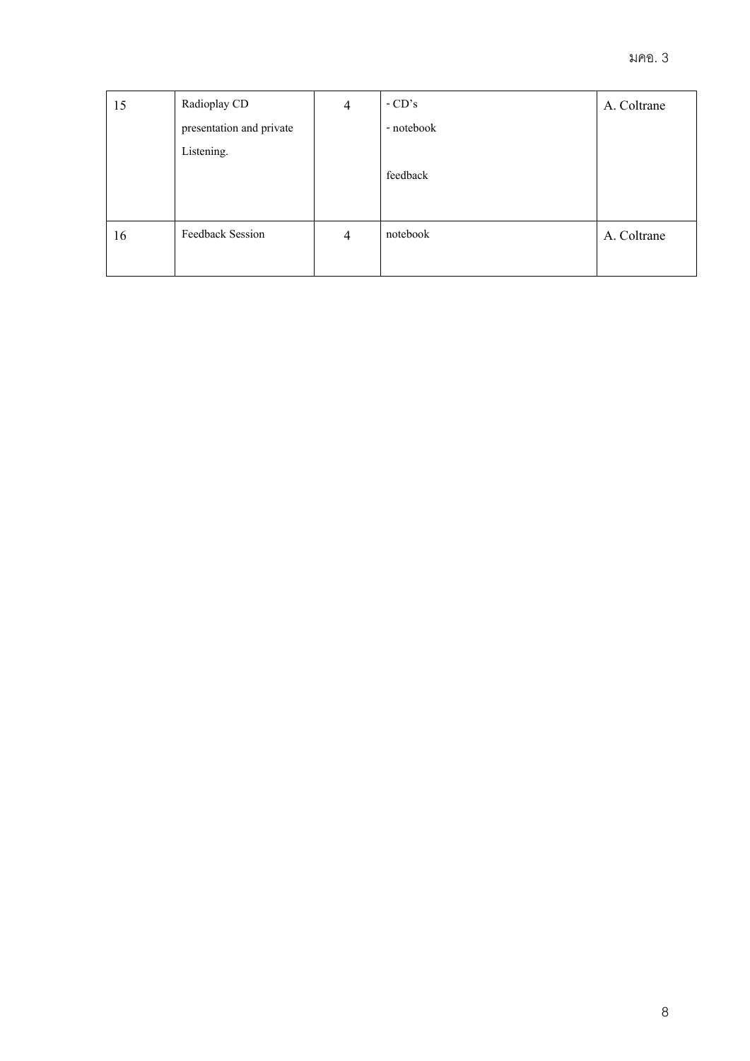| 15 | Radioplay CD presentation and private Listening. | 4 | - CD's<br>- notebook<br><br>feedback | A. Coltrane |
|---|---|---|---|---|
| 16 | Feedback Session | 4 | notebook | A. Coltrane |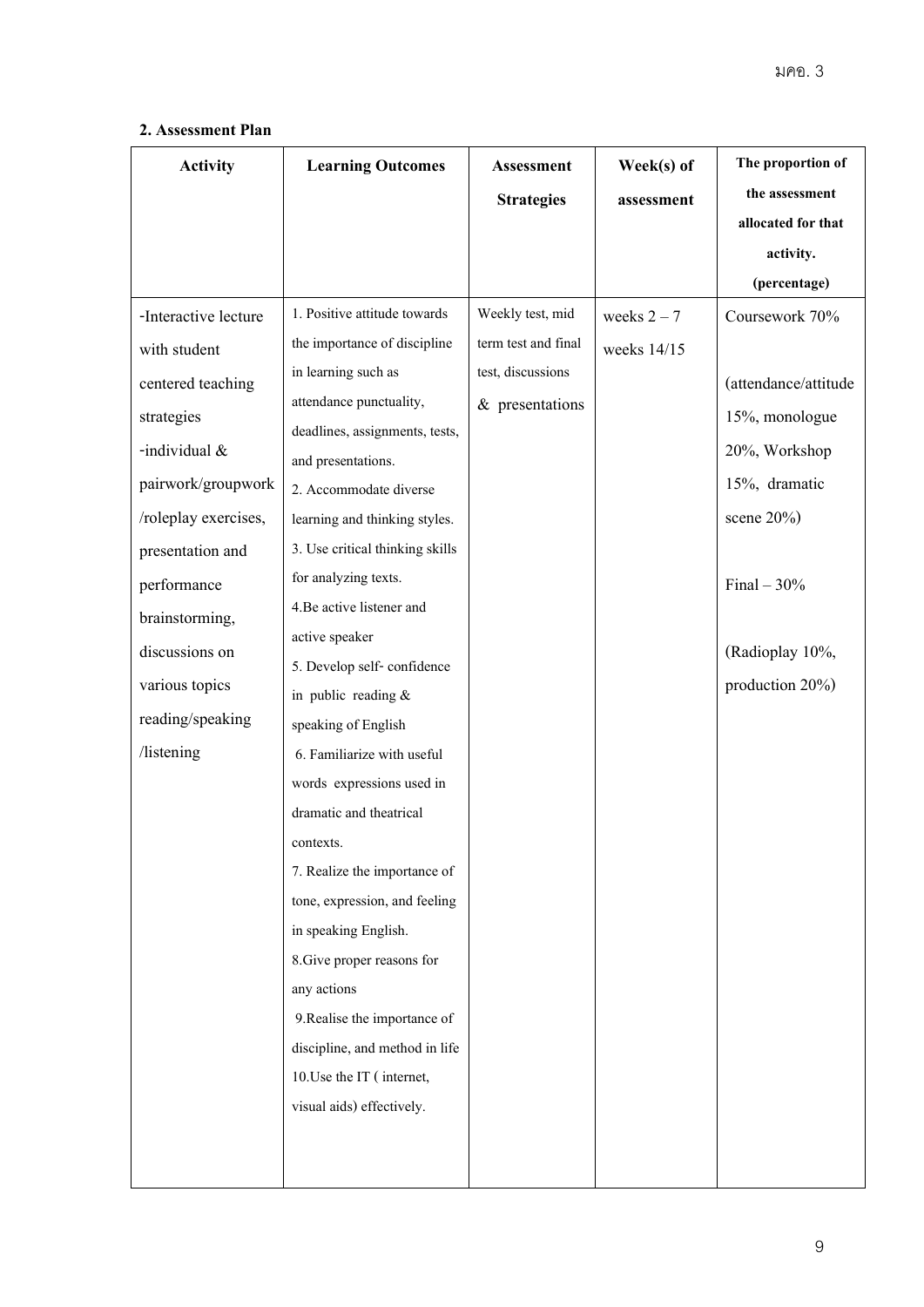**2. Assessment Plan**

| Activity | Learning Outcomes | Assessment Strategies | Week(s) of assessment | The proportion of the assessment allocated for that activity. (percentage) |
|---|---|---|---|---|
| -Interactive lecture with student centered teaching strategies<br>-individual & pairwork/groupwork /roleplay exercises, presentation and performance brainstorming, discussions on various topics reading/speaking /listening | 1. Positive attitude towards the importance of discipline in learning such as attendance punctuality, deadlines, assignments, tests, and presentations.<br>2. Accommodate diverse learning and thinking styles.<br>3. Use critical thinking skills for analyzing texts.<br>4.Be active listener and active speaker<br>5. Develop self- confidence in public reading & speaking of English<br>6. Familiarize with useful words expressions used in dramatic and theatrical contexts.<br>7. Realize the importance of tone, expression, and feeling in speaking English.<br>8.Give proper reasons for any actions<br>9.Realise the importance of discipline, and method in life<br>10.Use the IT ( internet, visual aids) effectively. | Weekly test, mid term test and final test, discussions & presentations | weeks 2 – 7<br>weeks 14/15 | Coursework 70%<br><br>(attendance/attitude 15%, monologue 20%, Workshop 15%, dramatic scene 20%)<br><br>Final – 30%<br><br>(Radioplay 10%, production 20%) |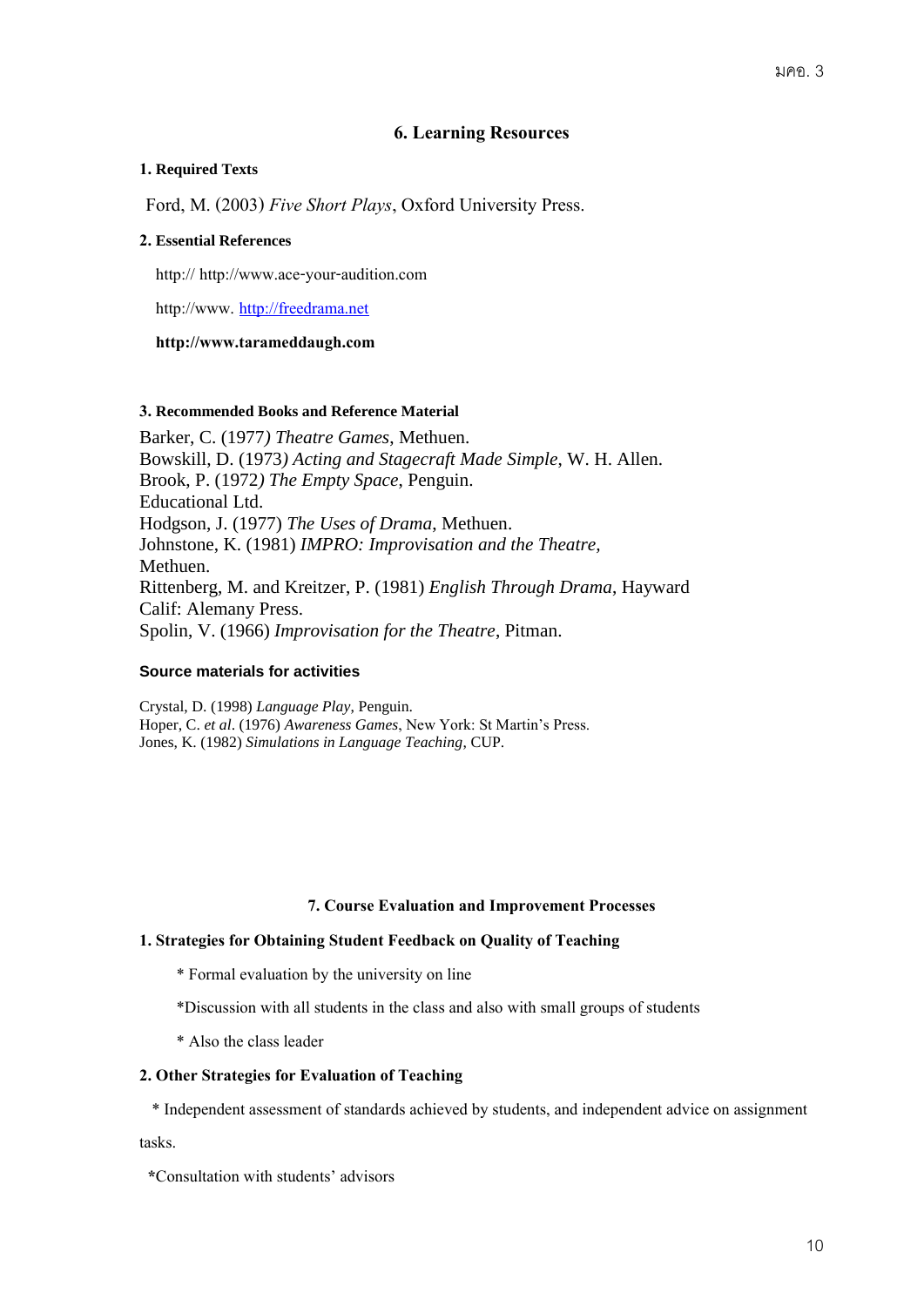## 6. Learning Resources

**1. Required Texts**

Ford, M. (2003) *Five Short Plays*, Oxford University Press.

**2. Essential References**

http:// http://www.ace-your-audition.com

http://www. http://freedrama.net

**http://www.tarameddaugh.com**

**3. Recommended Books and Reference Material**

Barker, C. (1977*) Theatre Games*, Methuen.
Bowskill, D. (1973*) Acting and Stagecraft Made Simple*, W. H. Allen.
Brook, P. (1972*) The Empty Space*, Penguin.
Educational Ltd.
Hodgson, J. (1977) *The Uses of Drama*, Methuen.
Johnstone, K. (1981) *IMPRO: Improvisation and the Theatre,*
Methuen.
Rittenberg, M. and Kreitzer, P. (1981) *English Through Drama*, Hayward
Calif: Alemany Press.
Spolin, V. (1966) *Improvisation for the Theatre*, Pitman.

**Source materials for activities**

Crystal, D. (1998) *Language Play,* Penguin.
Hoper, C. *et al*. (1976) *Awareness Games*, New York: St Martin's Press.
Jones, K. (1982) *Simulations in Language Teaching,* CUP.

## 7. Course Evaluation and Improvement Processes

**1. Strategies for Obtaining Student Feedback on Quality of Teaching**

\* Formal evaluation by the university on line

\*Discussion with all students in the class and also with small groups of students

\* Also the class leader

**2. Other Strategies for Evaluation of Teaching**

\* Independent assessment of standards achieved by students, and independent advice on assignment tasks.

**\***Consultation with students' advisors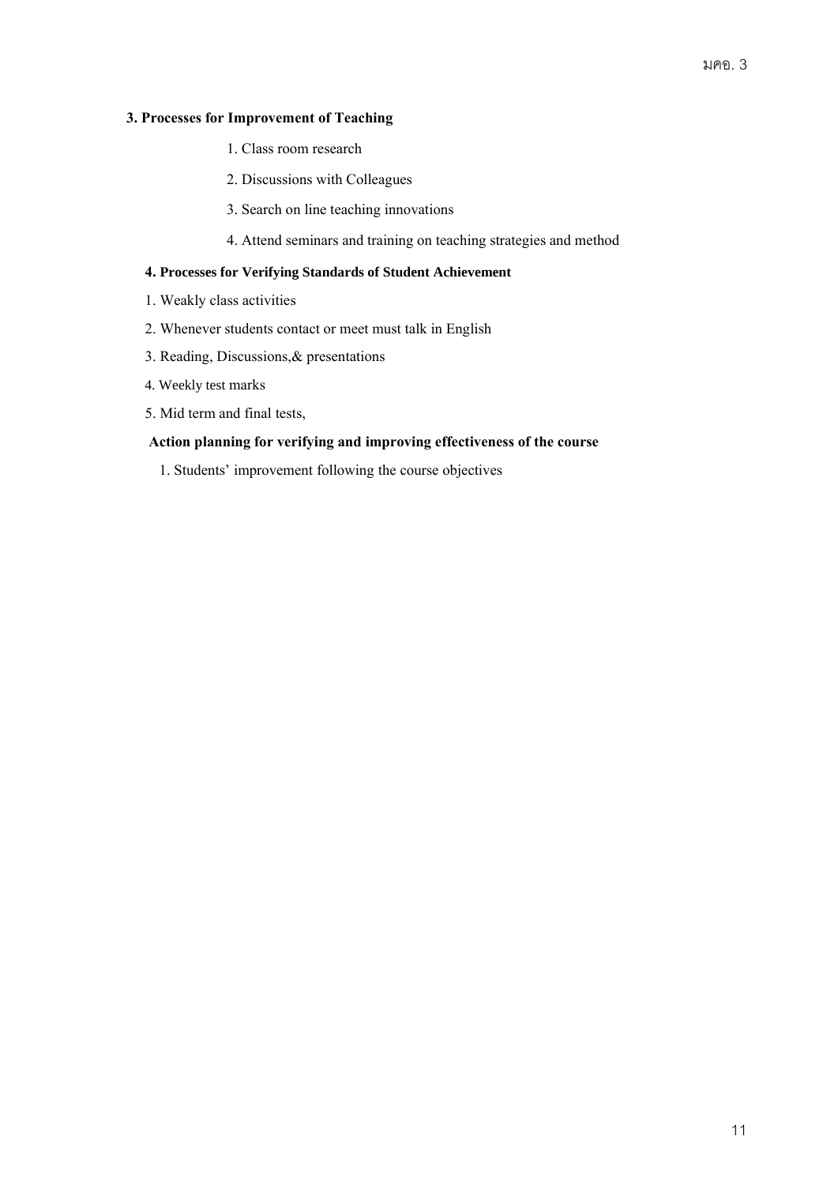### 3. Processes for Improvement of Teaching

1. Class room research
2. Discussions with Colleagues
3. Search on line teaching innovations
4. Attend seminars and training on teaching strategies and method

### 4. Processes for Verifying Standards of Student Achievement

1. Weakly class activities
2. Whenever students contact or meet must talk in English
3. Reading, Discussions,& presentations
4. Weekly test marks
5. Mid term and final tests,

### Action planning for verifying and improving effectiveness of the course

1. Students' improvement following the course objectives